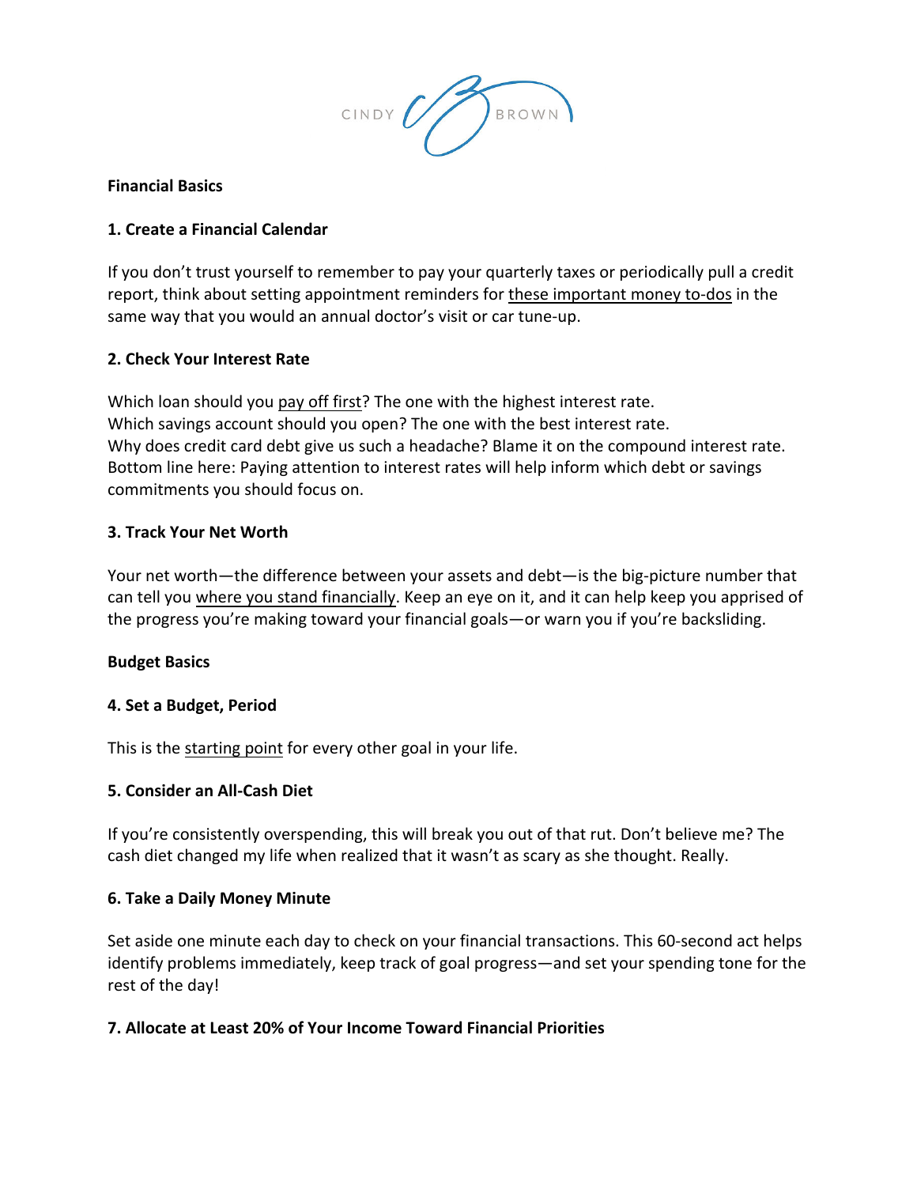CINDY BROWN

**Financial Basics**

**1. Create a Financial Calendar**

If you don't trust yourself to remember to pay your quarterly taxes or periodically pull a credit report, think about setting appointment reminders for these important money to-dos in the same way that you would an annual doctor's visit or car tune-up.

**2. Check Your Interest Rate**

Which loan should you pay off first? The one with the highest interest rate.
Which savings account should you open? The one with the best interest rate.
Why does credit card debt give us such a headache? Blame it on the compound interest rate.
Bottom line here: Paying attention to interest rates will help inform which debt or savings commitments you should focus on.

**3. Track Your Net Worth**

Your net worth—the difference between your assets and debt—is the big-picture number that can tell you where you stand financially. Keep an eye on it, and it can help keep you apprised of the progress you're making toward your financial goals—or warn you if you're backsliding.

**Budget Basics**

**4. Set a Budget, Period**

This is the starting point for every other goal in your life.

**5. Consider an All-Cash Diet**

If you're consistently overspending, this will break you out of that rut. Don't believe me? The cash diet changed my life when realized that it wasn't as scary as she thought. Really.

**6. Take a Daily Money Minute**

Set aside one minute each day to check on your financial transactions. This 60-second act helps identify problems immediately, keep track of goal progress—and set your spending tone for the rest of the day!

**7. Allocate at Least 20% of Your Income Toward Financial Priorities**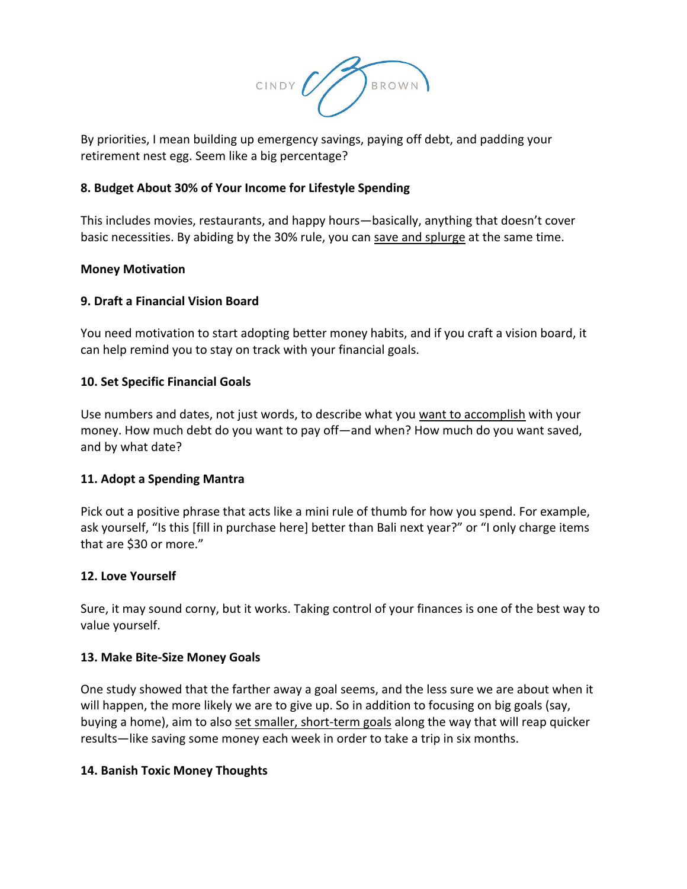By priorities, I mean building up emergency savings, paying off debt, and padding your retirement nest egg. Seem like a big percentage?

**8. Budget About 30% of Your Income for Lifestyle Spending**

This includes movies, restaurants, and happy hours—basically, anything that doesn't cover basic necessities. By abiding by the 30% rule, you can save and splurge at the same time.

**Money Motivation**

**9. Draft a Financial Vision Board**

You need motivation to start adopting better money habits, and if you craft a vision board, it can help remind you to stay on track with your financial goals.

**10. Set Specific Financial Goals**

Use numbers and dates, not just words, to describe what you want to accomplish with your money. How much debt do you want to pay off—and when? How much do you want saved, and by what date?

**11. Adopt a Spending Mantra**

Pick out a positive phrase that acts like a mini rule of thumb for how you spend. For example, ask yourself, "Is this [fill in purchase here] better than Bali next year?" or "I only charge items that are $30 or more."

**12. Love Yourself**

Sure, it may sound corny, but it works. Taking control of your finances is one of the best way to value yourself.

**13. Make Bite-Size Money Goals**

One study showed that the farther away a goal seems, and the less sure we are about when it will happen, the more likely we are to give up. So in addition to focusing on big goals (say, buying a home), aim to also set smaller, short-term goals along the way that will reap quicker results—like saving some money each week in order to take a trip in six months.

**14. Banish Toxic Money Thoughts**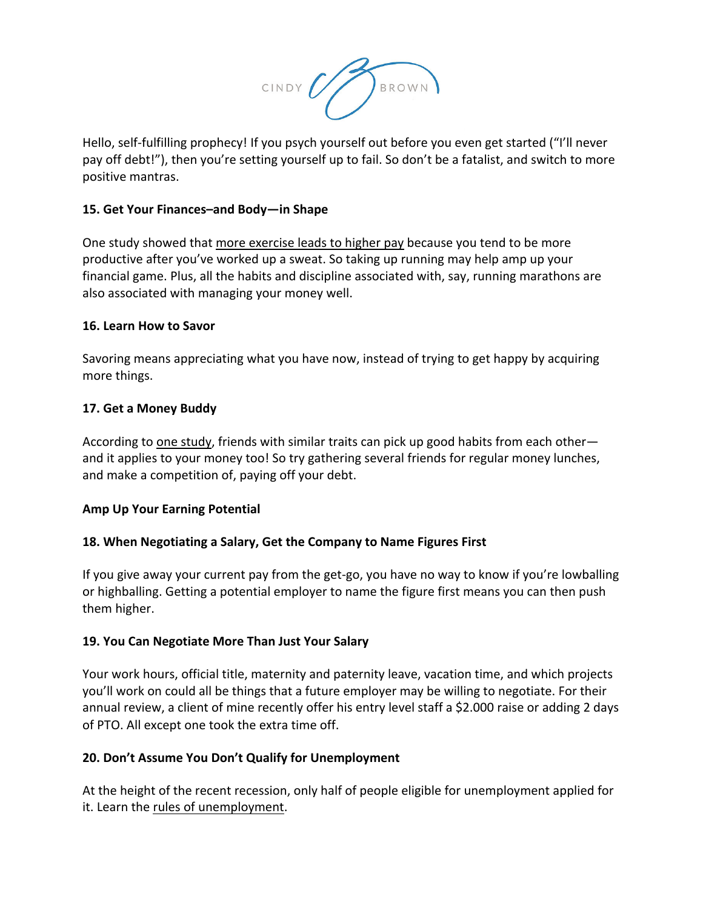Hello, self-fulfilling prophecy! If you psych yourself out before you even get started ("I'll never pay off debt!"), then you're setting yourself up to fail. So don't be a fatalist, and switch to more positive mantras.

**15. Get Your Finances–and Body—in Shape**

One study showed that more exercise leads to higher pay because you tend to be more productive after you've worked up a sweat. So taking up running may help amp up your financial game. Plus, all the habits and discipline associated with, say, running marathons are also associated with managing your money well.

**16. Learn How to Savor**

Savoring means appreciating what you have now, instead of trying to get happy by acquiring more things.

**17. Get a Money Buddy**

According to one study, friends with similar traits can pick up good habits from each other—and it applies to your money too! So try gathering several friends for regular money lunches, and make a competition of, paying off your debt.

**Amp Up Your Earning Potential**

**18. When Negotiating a Salary, Get the Company to Name Figures First**

If you give away your current pay from the get-go, you have no way to know if you're lowballing or highballing. Getting a potential employer to name the figure first means you can then push them higher.

**19. You Can Negotiate More Than Just Your Salary**

Your work hours, official title, maternity and paternity leave, vacation time, and which projects you'll work on could all be things that a future employer may be willing to negotiate. For their annual review, a client of mine recently offer his entry level staff a $2.000 raise or adding 2 days of PTO. All except one took the extra time off.

**20. Don't Assume You Don't Qualify for Unemployment**

At the height of the recent recession, only half of people eligible for unemployment applied for it. Learn the rules of unemployment.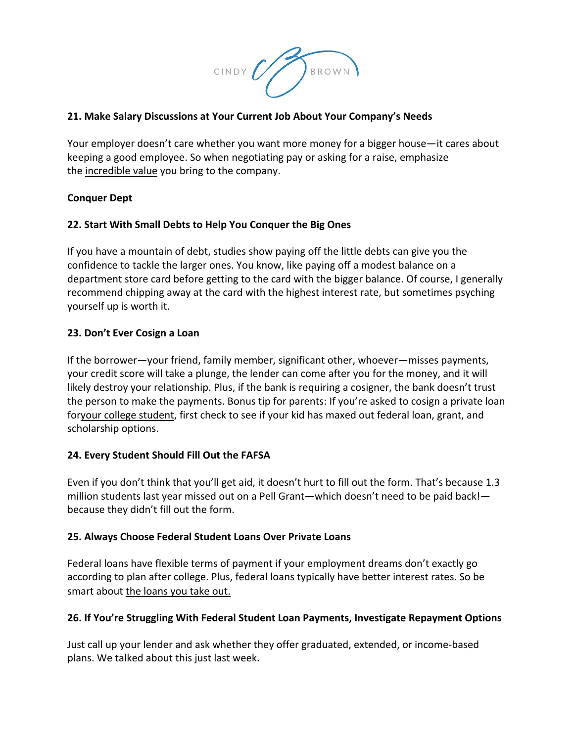**21. Make Salary Discussions at Your Current Job About Your Company's Needs**

Your employer doesn't care whether you want more money for a bigger house—it cares about keeping a good employee. So when negotiating pay or asking for a raise, emphasize the incredible value you bring to the company.

**Conquer Dept**

**22. Start With Small Debts to Help You Conquer the Big Ones**

If you have a mountain of debt, studies show paying off the little debts can give you the confidence to tackle the larger ones. You know, like paying off a modest balance on a department store card before getting to the card with the bigger balance. Of course, I generally recommend chipping away at the card with the highest interest rate, but sometimes psyching yourself up is worth it.

**23. Don't Ever Cosign a Loan**

If the borrower—your friend, family member, significant other, whoever—misses payments, your credit score will take a plunge, the lender can come after you for the money, and it will likely destroy your relationship. Plus, if the bank is requiring a cosigner, the bank doesn't trust the person to make the payments. Bonus tip for parents: If you're asked to cosign a private loan foryour college student, first check to see if your kid has maxed out federal loan, grant, and scholarship options.

**24. Every Student Should Fill Out the FAFSA**

Even if you don't think that you'll get aid, it doesn't hurt to fill out the form. That's because 1.3 million students last year missed out on a Pell Grant—which doesn't need to be paid back!—because they didn't fill out the form.

**25. Always Choose Federal Student Loans Over Private Loans**

Federal loans have flexible terms of payment if your employment dreams don't exactly go according to plan after college. Plus, federal loans typically have better interest rates. So be smart about the loans you take out.

**26. If You're Struggling With Federal Student Loan Payments, Investigate Repayment Options**

Just call up your lender and ask whether they offer graduated, extended, or income-based plans. We talked about this just last week.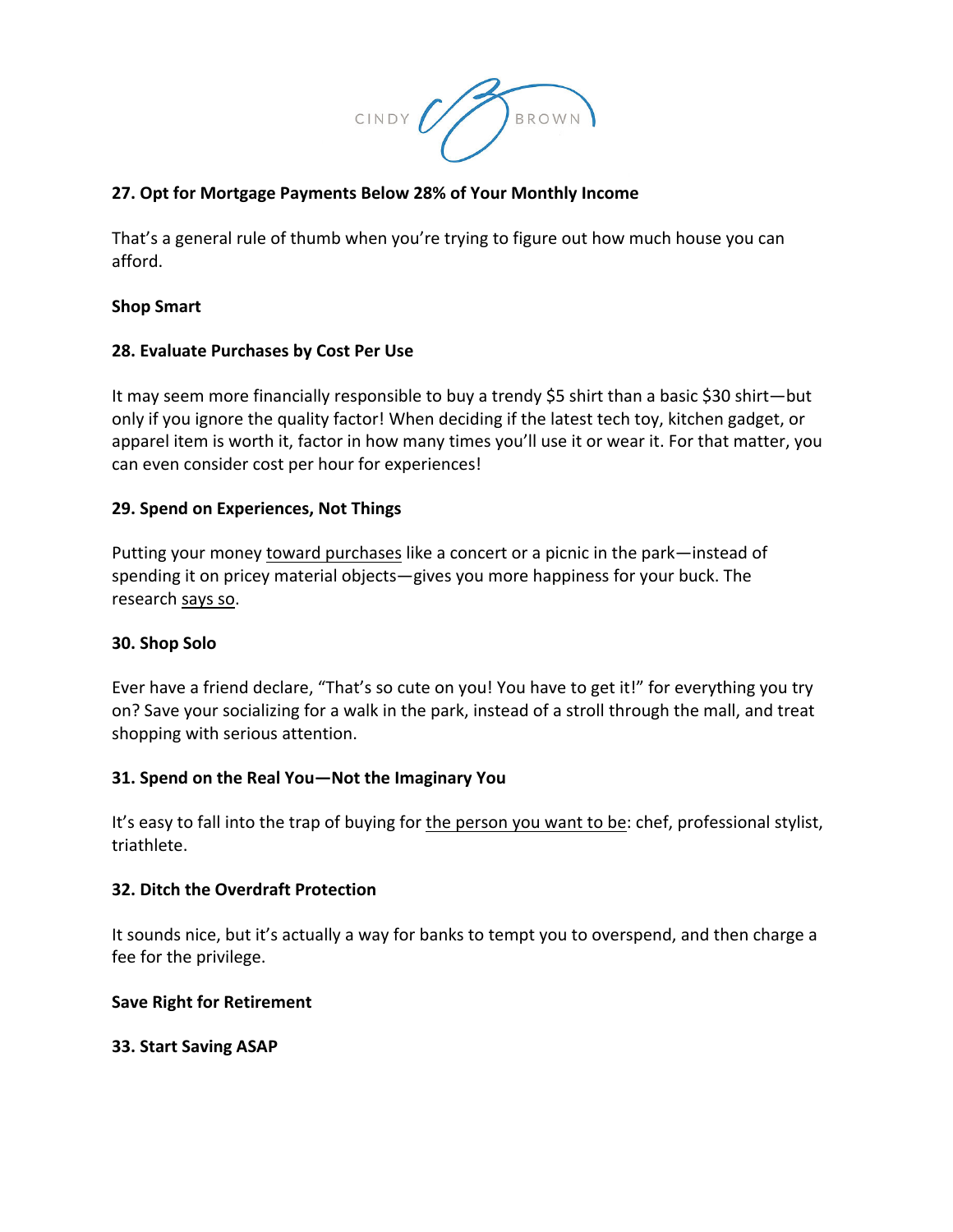**27. Opt for Mortgage Payments Below 28% of Your Monthly Income**

That's a general rule of thumb when you're trying to figure out how much house you can afford.

**Shop Smart**

**28. Evaluate Purchases by Cost Per Use**

It may seem more financially responsible to buy a trendy $5 shirt than a basic $30 shirt—but only if you ignore the quality factor! When deciding if the latest tech toy, kitchen gadget, or apparel item is worth it, factor in how many times you'll use it or wear it. For that matter, you can even consider cost per hour for experiences!

**29. Spend on Experiences, Not Things**

Putting your money toward purchases like a concert or a picnic in the park—instead of spending it on pricey material objects—gives you more happiness for your buck. The research says so.

**30. Shop Solo**

Ever have a friend declare, "That's so cute on you! You have to get it!" for everything you try on? Save your socializing for a walk in the park, instead of a stroll through the mall, and treat shopping with serious attention.

**31. Spend on the Real You—Not the Imaginary You**

It's easy to fall into the trap of buying for the person you want to be: chef, professional stylist, triathlete.

**32. Ditch the Overdraft Protection**

It sounds nice, but it's actually a way for banks to tempt you to overspend, and then charge a fee for the privilege.

**Save Right for Retirement**

**33. Start Saving ASAP**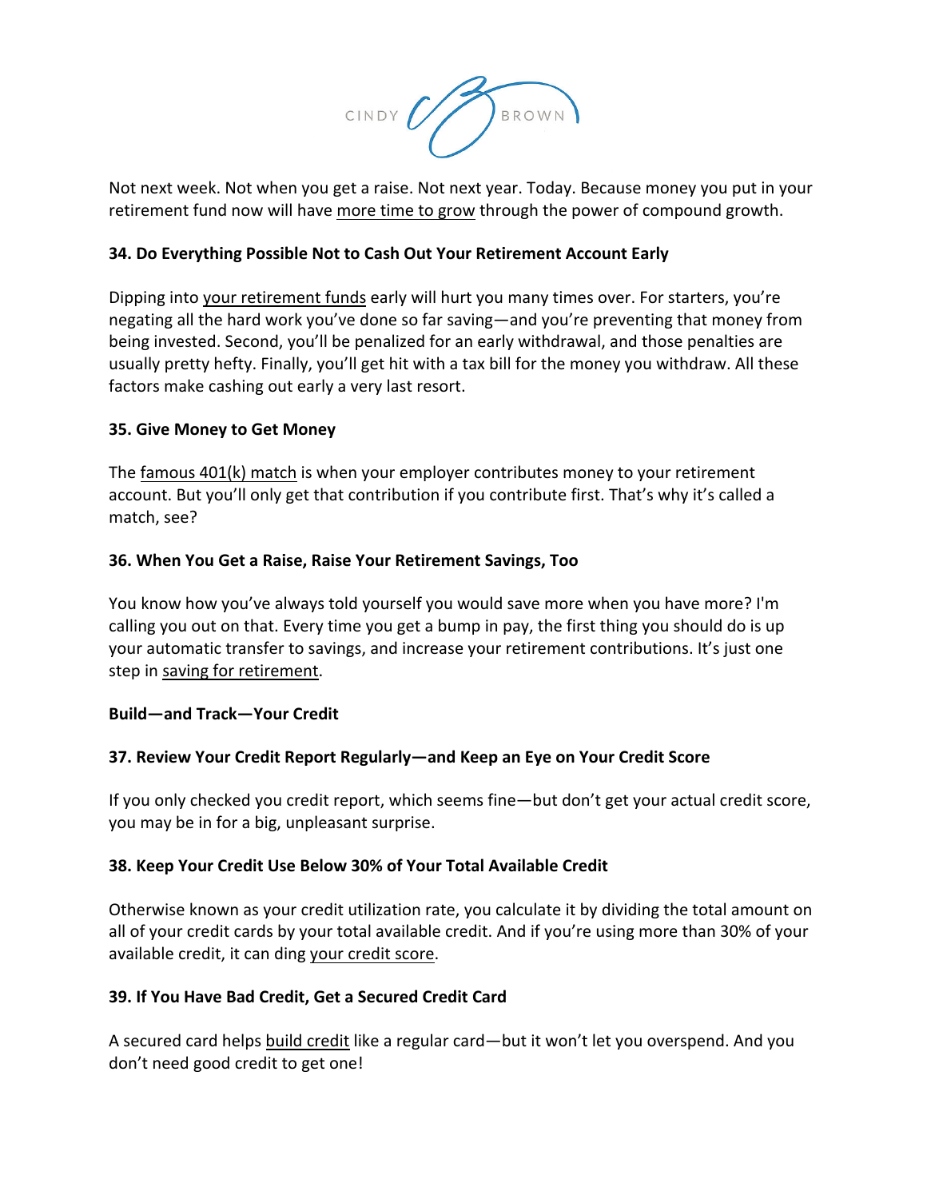Not next week. Not when you get a raise. Not next year. Today. Because money you put in your retirement fund now will have more time to grow through the power of compound growth.

**34. Do Everything Possible Not to Cash Out Your Retirement Account Early**

Dipping into your retirement funds early will hurt you many times over. For starters, you're negating all the hard work you've done so far saving—and you're preventing that money from being invested. Second, you'll be penalized for an early withdrawal, and those penalties are usually pretty hefty. Finally, you'll get hit with a tax bill for the money you withdraw. All these factors make cashing out early a very last resort.

**35. Give Money to Get Money**

The famous 401(k) match is when your employer contributes money to your retirement account. But you'll only get that contribution if you contribute first. That's why it's called a match, see?

**36. When You Get a Raise, Raise Your Retirement Savings, Too**

You know how you've always told yourself you would save more when you have more? I'm calling you out on that. Every time you get a bump in pay, the first thing you should do is up your automatic transfer to savings, and increase your retirement contributions. It's just one step in saving for retirement.

**Build—and Track—Your Credit**

**37. Review Your Credit Report Regularly—and Keep an Eye on Your Credit Score**

If you only checked you credit report, which seems fine—but don't get your actual credit score, you may be in for a big, unpleasant surprise.

**38. Keep Your Credit Use Below 30% of Your Total Available Credit**

Otherwise known as your credit utilization rate, you calculate it by dividing the total amount on all of your credit cards by your total available credit. And if you're using more than 30% of your available credit, it can ding your credit score.

**39. If You Have Bad Credit, Get a Secured Credit Card**

A secured card helps build credit like a regular card—but it won't let you overspend. And you don't need good credit to get one!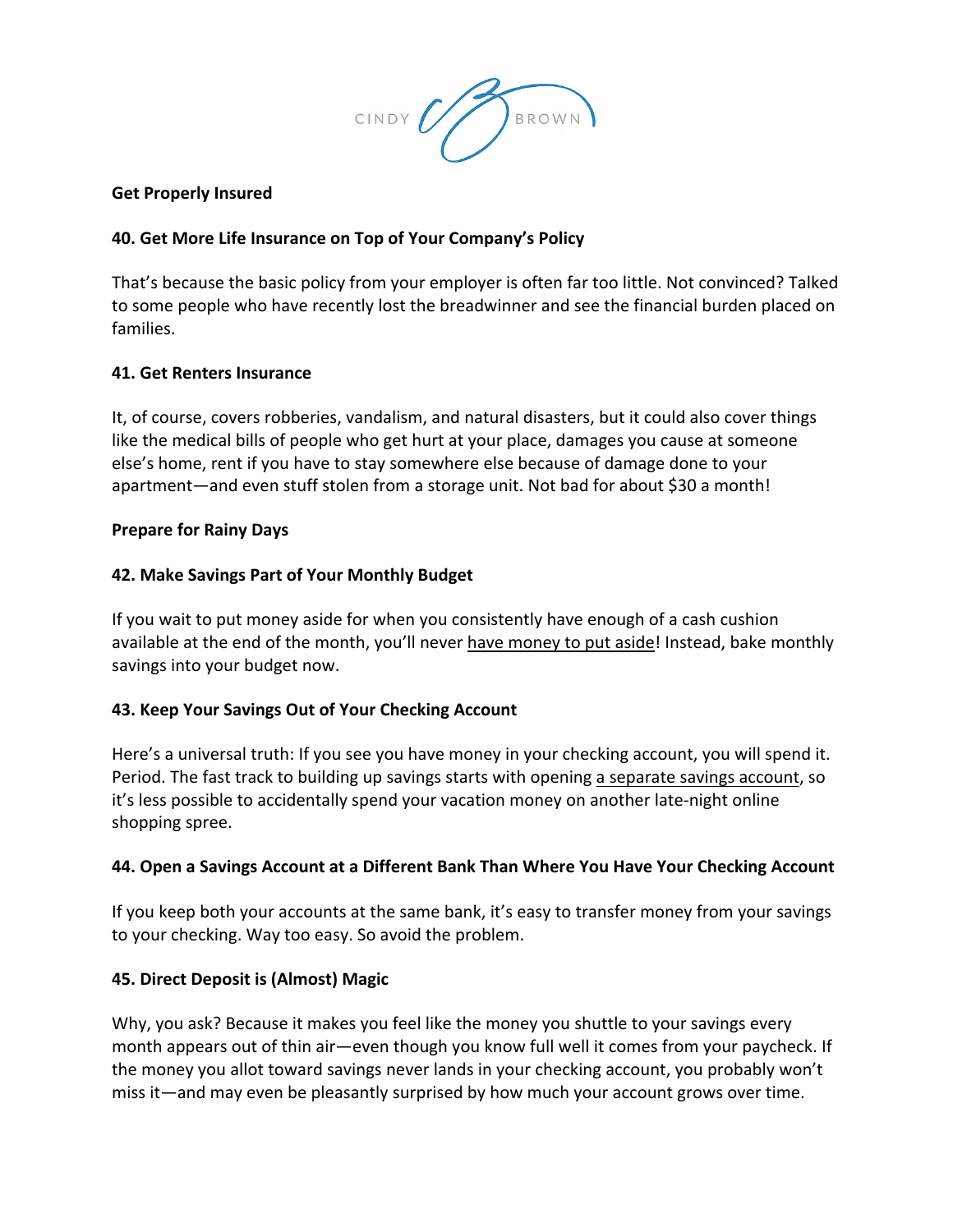**Get Properly Insured**

**40. Get More Life Insurance on Top of Your Company's Policy**

That's because the basic policy from your employer is often far too little. Not convinced? Talked to some people who have recently lost the breadwinner and see the financial burden placed on families.

**41. Get Renters Insurance**

It, of course, covers robberies, vandalism, and natural disasters, but it could also cover things like the medical bills of people who get hurt at your place, damages you cause at someone else's home, rent if you have to stay somewhere else because of damage done to your apartment—and even stuff stolen from a storage unit. Not bad for about $30 a month!

**Prepare for Rainy Days**

**42. Make Savings Part of Your Monthly Budget**

If you wait to put money aside for when you consistently have enough of a cash cushion available at the end of the month, you'll never have money to put aside! Instead, bake monthly savings into your budget now.

**43. Keep Your Savings Out of Your Checking Account**

Here's a universal truth: If you see you have money in your checking account, you will spend it. Period. The fast track to building up savings starts with opening a separate savings account, so it's less possible to accidentally spend your vacation money on another late-night online shopping spree.

**44. Open a Savings Account at a Different Bank Than Where You Have Your Checking Account**

If you keep both your accounts at the same bank, it's easy to transfer money from your savings to your checking. Way too easy. So avoid the problem.

**45. Direct Deposit is (Almost) Magic**

Why, you ask? Because it makes you feel like the money you shuttle to your savings every month appears out of thin air—even though you know full well it comes from your paycheck. If the money you allot toward savings never lands in your checking account, you probably won't miss it—and may even be pleasantly surprised by how much your account grows over time.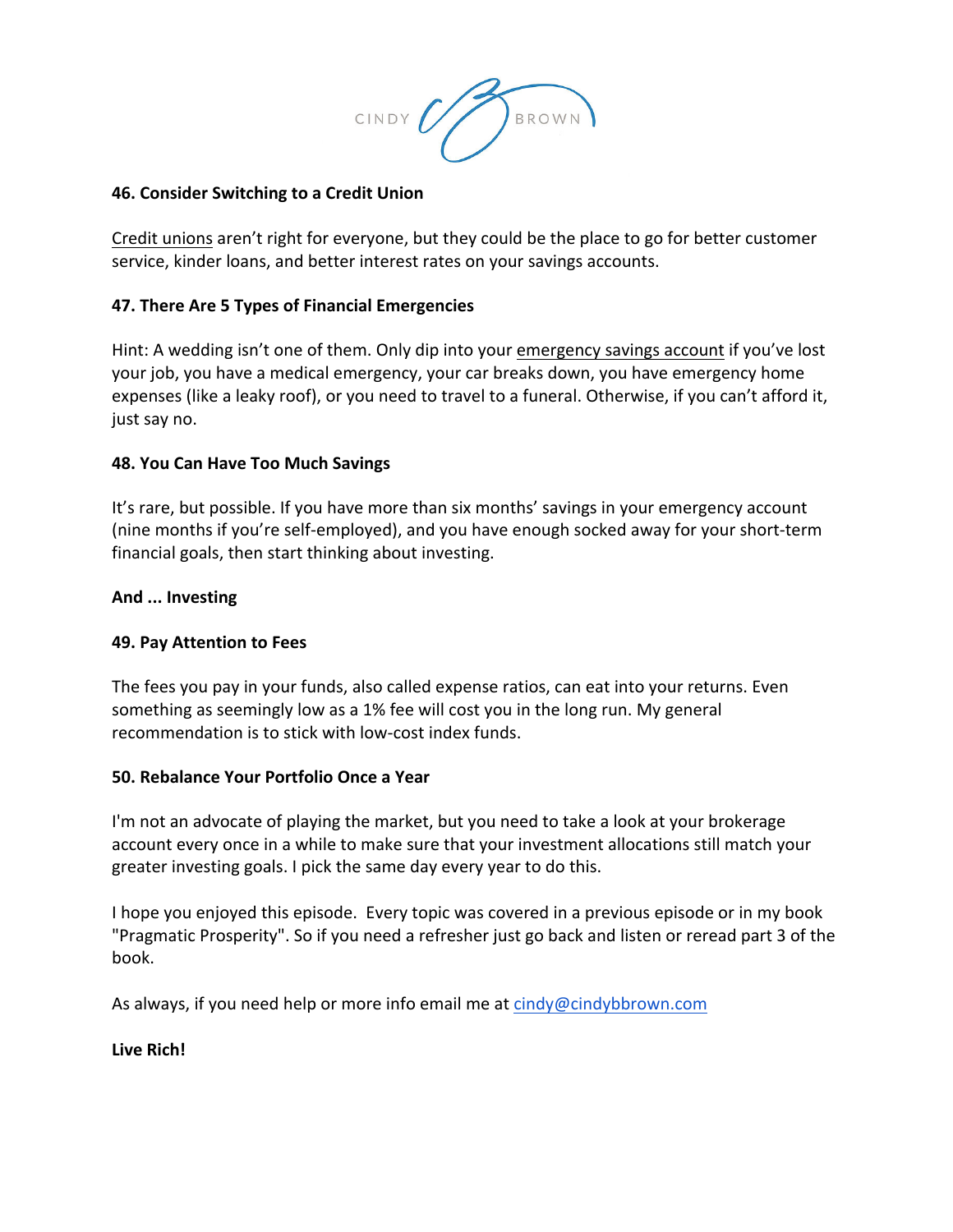**46. Consider Switching to a Credit Union**

Credit unions aren't right for everyone, but they could be the place to go for better customer service, kinder loans, and better interest rates on your savings accounts.

**47. There Are 5 Types of Financial Emergencies**

Hint: A wedding isn't one of them. Only dip into your emergency savings account if you've lost your job, you have a medical emergency, your car breaks down, you have emergency home expenses (like a leaky roof), or you need to travel to a funeral. Otherwise, if you can't afford it, just say no.

**48. You Can Have Too Much Savings**

It's rare, but possible. If you have more than six months' savings in your emergency account (nine months if you're self-employed), and you have enough socked away for your short-term financial goals, then start thinking about investing.

**And ... Investing**

**49. Pay Attention to Fees**

The fees you pay in your funds, also called expense ratios, can eat into your returns. Even something as seemingly low as a 1% fee will cost you in the long run. My general recommendation is to stick with low-cost index funds.

**50. Rebalance Your Portfolio Once a Year**

I'm not an advocate of playing the market, but you need to take a look at your brokerage account every once in a while to make sure that your investment allocations still match your greater investing goals. I pick the same day every year to do this.

I hope you enjoyed this episode. Every topic was covered in a previous episode or in my book "Pragmatic Prosperity". So if you need a refresher just go back and listen or reread part 3 of the book.

As always, if you need help or more info email me at cindy@cindybbrown.com

**Live Rich!**